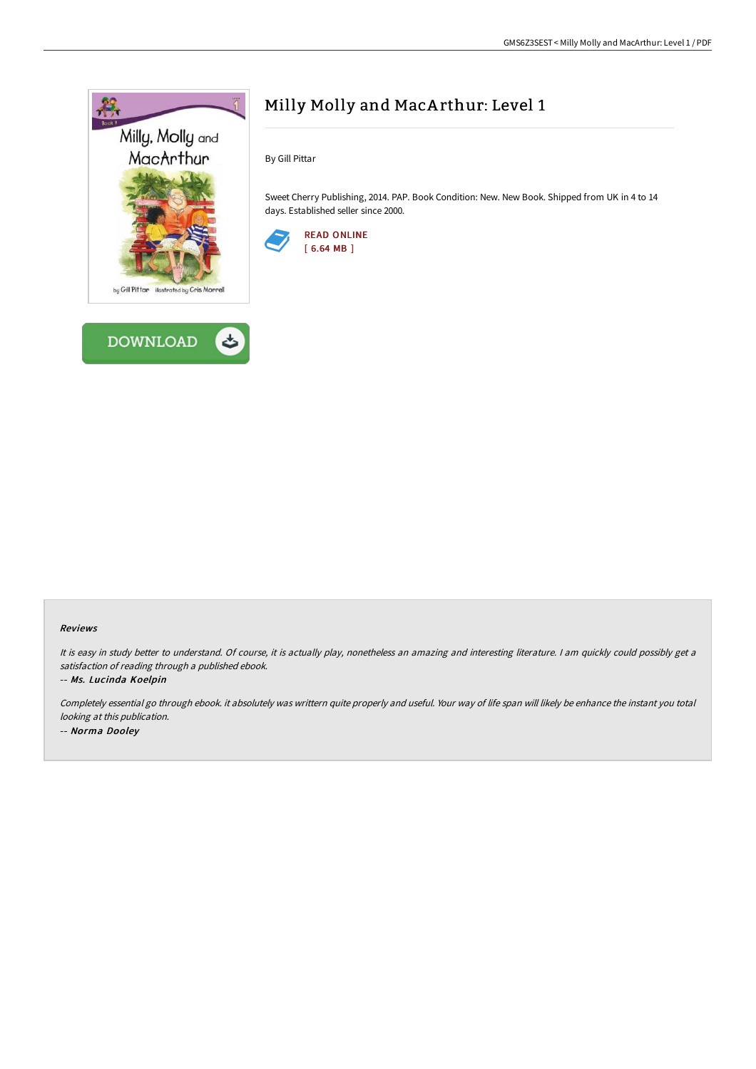# Milly Molly and MacArthur: Level 1

By Gill Pittar

Sweet Cherry Publishing, 2014. PAP. Book Condition: New. New Book. Shipped from UK in 4 to 14 days. Established seller since 2000.

READ ONLINE
[ 6.64 MB ]

DOWNLOAD

### Reviews

*It is easy in study better to understand. Of course, it is actually play, nonetheless an amazing and interesting literature. I am quickly could possibly get a satisfaction of reading through a published ebook.*

-- ***Ms. Lucinda Koelpin***

*Completely essential go through ebook. it absolutely was writtern quite properly and useful. Your way of life span will likely be enhance the instant you total looking at this publication.*

-- ***Norma Dooley***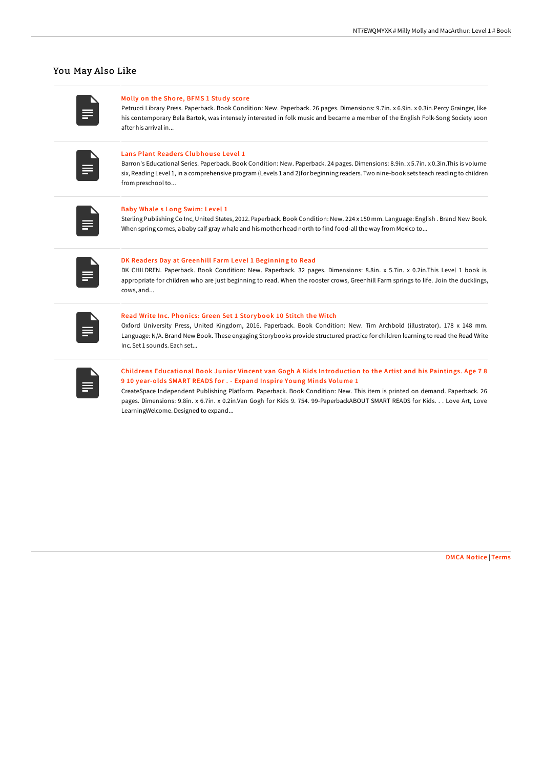## You May Also Like

### Molly on the Shore, BFMS 1 Study score

Petrucci Library Press. Paperback. Book Condition: New. Paperback. 26 pages. Dimensions: 9.7in. x 6.9in. x 0.3in.Percy Grainger, like his contemporary Bela Bartok, was intensely interested in folk music and became a member of the English Folk-Song Society soon after his arrival in...

### Lans Plant Readers Clubhouse Level 1

Barron's Educational Series. Paperback. Book Condition: New. Paperback. 24 pages. Dimensions: 8.9in. x 5.7in. x 0.3in.This is volume six, Reading Level 1, in a comprehensive program (Levels 1 and 2)for beginning readers. Two nine-book sets teach reading to children from preschool to...

### Baby Whale s Long Swim: Level 1

Sterling Publishing Co Inc, United States, 2012. Paperback. Book Condition: New. 224 x 150 mm. Language: English . Brand New Book. When spring comes, a baby calf gray whale and his mother head north to find food-all the way from Mexico to...

### DK Readers Day at Greenhill Farm Level 1 Beginning to Read

DK CHILDREN. Paperback. Book Condition: New. Paperback. 32 pages. Dimensions: 8.8in. x 5.7in. x 0.2in.This Level 1 book is appropriate for children who are just beginning to read. When the rooster crows, Greenhill Farm springs to life. Join the ducklings, cows, and...

### Read Write Inc. Phonics: Green Set 1 Storybook 10 Stitch the Witch

Oxford University Press, United Kingdom, 2016. Paperback. Book Condition: New. Tim Archbold (illustrator). 178 x 148 mm. Language: N/A. Brand New Book. These engaging Storybooks provide structured practice for children learning to read the Read Write Inc. Set 1 sounds. Each set...

### Childrens Educational Book Junior Vincent van Gogh A Kids Introduction to the Artist and his Paintings. Age 7 8 9 10 year-olds SMART READS for . - Expand Inspire Young Minds Volume 1

CreateSpace Independent Publishing Platform. Paperback. Book Condition: New. This item is printed on demand. Paperback. 26 pages. Dimensions: 9.8in. x 6.7in. x 0.2in.Van Gogh for Kids 9. 754. 99-PaperbackABOUT SMART READS for Kids. . . Love Art, Love LearningWelcome. Designed to expand...

DMCA Notice | Terms